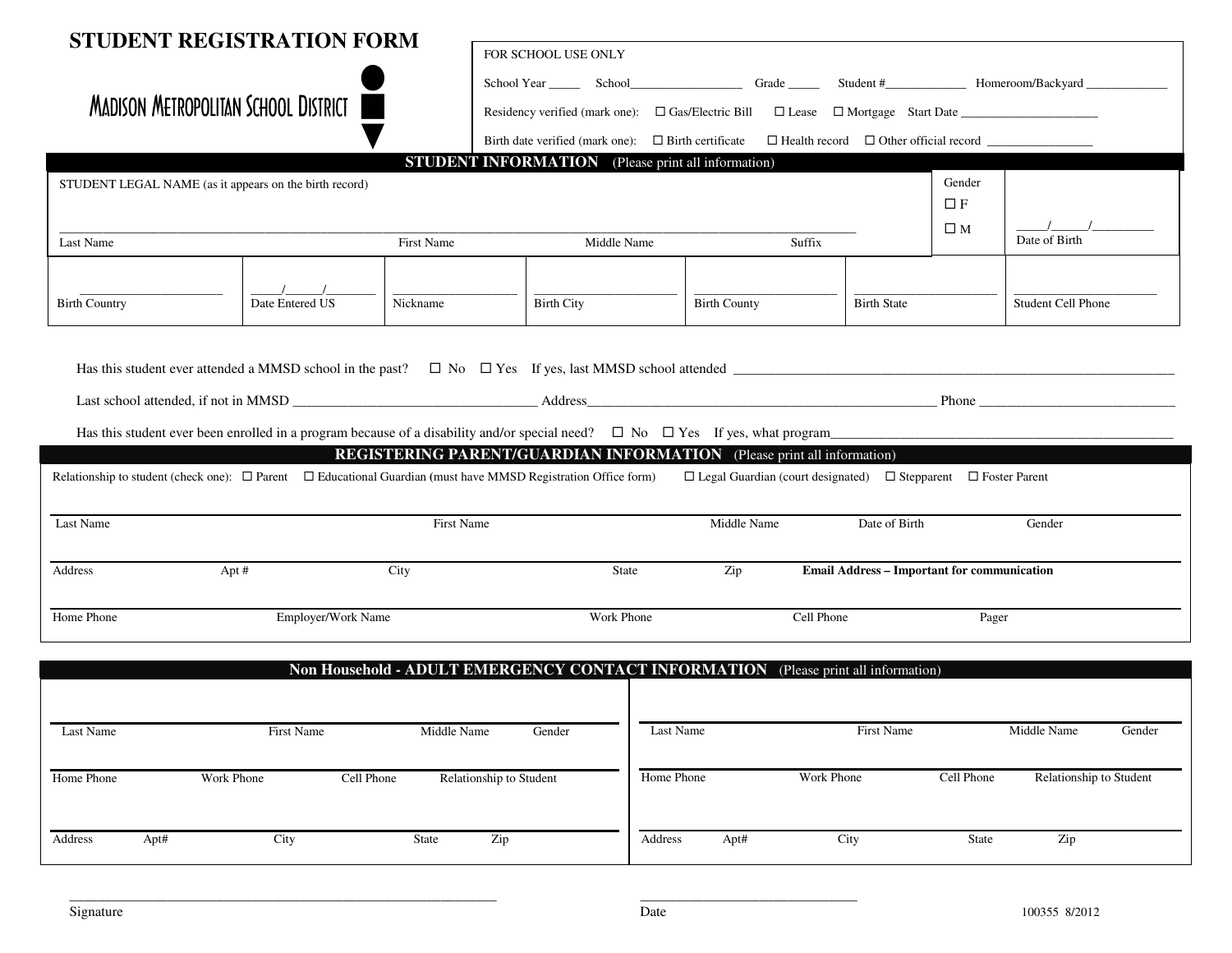# STUDENT REGISTRATION FORM

MADISON METROPOLITAN SCHOOL DISTRICT

FOR SCHOOL USE ONLY

School Year _____ School__________________ Grade _____ Student #_____________ Homeroom/Backyard _____________

Residency verified (mark one): ☐ Gas/Electric Bill ☐ Lease ☐ Mortgage Start Date ______________________

Birth date verified (mark one): ☐ Birth certificate ☐ Health record ☐ Other official record ________________

## STUDENT INFORMATION (Please print all information)

STUDENT LEGAL NAME (as it appears on the birth record)

| Last Name | First Name | Middle Name | Suffix | Gender ☐ F ☐ M | \_\_\_\_\_/\_\_\_\_\_/\_\_\_\_\_\_\_\_\_ Date of Birth |
|---|---|---|---|---|---|
| | | | | | |

| Birth Country | Date Entered US | Nickname | Birth City | Birth County | Birth State | Student Cell Phone |
|---|---|---|---|---|---|---|
| | \_\_\_\_\_/\_\_\_\_\_/\_\_\_\_\_\_\_ | | | | | |

Has this student ever attended a MMSD school in the past? ☐ No ☐ Yes If yes, last MMSD school attended ______________________________

Last school attended, if not in MMSD ______________________ Address________________________________ Phone ____________________

Has this student ever been enrolled in a program because of a disability and/or special need? ☐ No ☐ Yes If yes, what program________________________

## REGISTERING PARENT/GUARDIAN INFORMATION (Please print all information)

Relationship to student (check one): ☐ Parent ☐ Educational Guardian (must have MMSD Registration Office form) ☐ Legal Guardian (court designated) ☐ Stepparent ☐ Foster Parent

| Last Name | First Name | Middle Name | Date of Birth | Gender |
|---|---|---|---|---|
| | | | | |

| Address | Apt # | City | State | Zip | **Email Address – Important for communication** |
|---|---|---|---|---|---|
| | | | | | |

| Home Phone | Employer/Work Name | Work Phone | Cell Phone | Pager |
|---|---|---|---|---|
| | | | | |

## Non Household - ADULT EMERGENCY CONTACT INFORMATION (Please print all information)

| Last Name | First Name | Middle Name | Gender |
|---|---|---|---|
| | | | |

| Home Phone | Work Phone | Cell Phone | Relationship to Student |
|---|---|---|---|
| | | | |

| Address | Apt# | City | State | Zip |
|---|---|---|---|---|
| | | | | |

| Last Name | First Name | Middle Name | Gender |
|---|---|---|---|
| | | | |

| Home Phone | Work Phone | Cell Phone | Relationship to Student |
|---|---|---|---|
| | | | |

| Address | Apt# | City | State | Zip |
|---|---|---|---|---|
| | | | | |

_______________________________________ Signature

_______________________ Date

100355 8/2012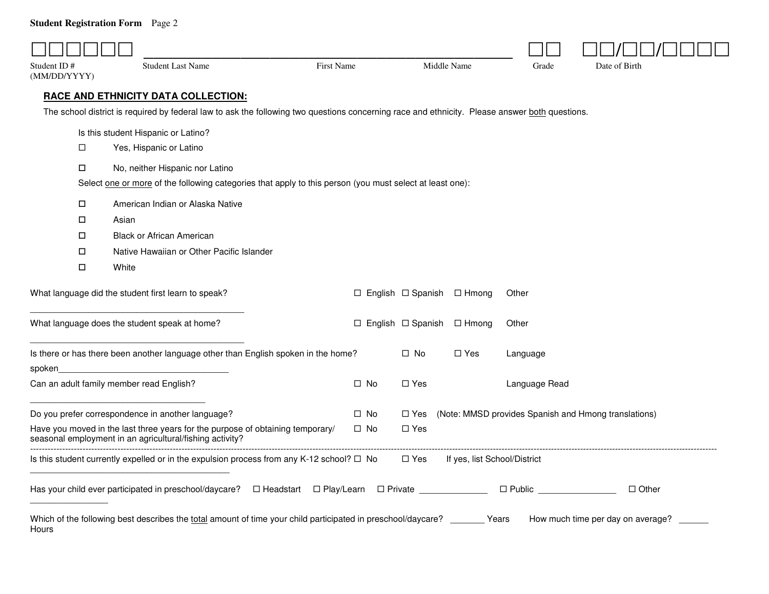**Student Registration Form** Page 2

☐☐☐☐☐☐ \_\_\_\_\_\_\_\_\_\_\_\_\_\_\_\_\_\_\_\_\_\_\_\_\_\_\_\_\_\_\_\_\_\_\_\_\_\_\_\_\_\_\_\_\_\_\_\_ ☐☐ ☐☐/☐☐/☐☐☐☐

Student ID # | Student Last Name | First Name | Middle Name | Grade | Date of Birth (MM/DD/YYYY)

## RACE AND ETHNICITY DATA COLLECTION:

The school district is required by federal law to ask the following two questions concerning race and ethnicity. Please answer both questions.

Is this student Hispanic or Latino?

- ☐ Yes, Hispanic or Latino
- ☐ No, neither Hispanic nor Latino

Select one or more of the following categories that apply to this person (you must select at least one):

- ☐ American Indian or Alaska Native
- ☐ Asian
- ☐ Black or African American
- ☐ Native Hawaiian or Other Pacific Islander
- ☐ White

What language did the student first learn to speak? ☐ English ☐ Spanish ☐ Hmong Other \_\_\_\_\_\_\_\_\_\_\_\_\_\_\_\_\_\_\_\_\_\_\_\_\_\_\_\_\_\_\_\_\_\_\_\_\_\_\_\_\_\_\_\_

What language does the student speak at home? ☐ English ☐ Spanish ☐ Hmong Other \_\_\_\_\_\_\_\_\_\_\_\_\_\_\_\_\_\_\_\_\_\_\_\_\_\_\_\_\_\_\_\_\_\_\_\_\_\_\_\_\_\_\_\_

Is there or has there been another language other than English spoken in the home? ☐ No ☐ Yes Language spoken\_\_\_\_\_\_\_\_\_\_\_\_\_\_\_\_\_\_\_\_\_\_\_\_\_\_\_\_\_\_\_\_\_\_\_\_

Can an adult family member read English? ☐ No ☐ Yes Language Read \_\_\_\_\_\_\_\_\_\_\_\_\_\_\_\_\_\_\_\_\_\_\_\_\_\_\_\_\_\_\_\_\_\_\_\_\_

Do you prefer correspondence in another language? ☐ No ☐ Yes (Note: MMSD provides Spanish and Hmong translations)

Have you moved in the last three years for the purpose of obtaining temporary/ seasonal employment in an agricultural/fishing activity? ☐ No ☐ Yes

---

Is this student currently expelled or in the expulsion process from any K-12 school? ☐ No ☐ Yes If yes, list School/District \_\_\_\_\_\_\_\_\_\_\_\_\_\_\_\_\_\_\_\_\_\_\_\_\_\_\_\_\_\_\_\_\_\_\_\_\_\_\_\_\_

Has your child ever participated in preschool/daycare? ☐ Headstart ☐ Play/Learn ☐ Private \_\_\_\_\_\_\_\_\_\_\_\_\_\_ ☐ Public \_\_\_\_\_\_\_\_\_\_\_\_\_\_\_\_ ☐ Other \_\_\_\_\_\_\_\_\_\_\_\_\_\_\_\_

Which of the following best describes the total amount of time your child participated in preschool/daycare? \_\_\_\_\_\_\_ Years How much time per day on average? \_\_\_\_\_\_ Hours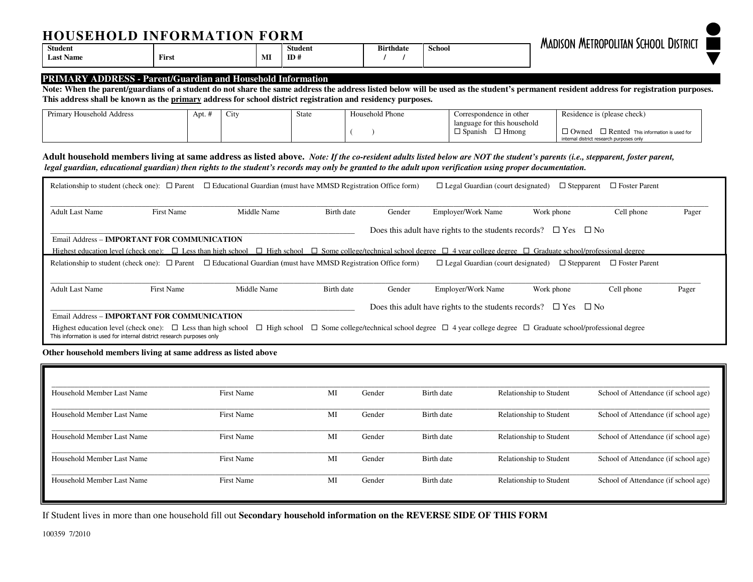# HOUSEHOLD INFORMATION FORM

**MADISON METROPOLITAN SCHOOL DISTRICT**

| **Student Last Name** | **First** | **MI** | **Student ID #** | **Birthdate** / / | **School** |
|---|---|---|---|---|---|
| | | | | | |

## PRIMARY ADDRESS - Parent/Guardian and Household Information

**Note: When the parent/guardians of a student do not share the same address the address listed below will be used as the student's permanent resident address for registration purposes. This address shall be known as the primary address for school district registration and residency purposes.**

| Primary Household Address | Apt. # | City | State | Household Phone | Correspondence in other language for this household | Residence is (please check) |
|---|---|---|---|---|---|---|
| | | | | ( ) | ☐ Spanish ☐ Hmong | ☐ Owned ☐ Rented This information is used for internal district research purposes only |

**Adult household members living at same address as listed above.** ***Note: If the co-resident adults listed below are NOT the student's parents (i.e., stepparent, foster parent, legal guardian, educational guardian) then rights to the student's records may only be granted to the adult upon verification using proper documentation.***

Relationship to student (check one): ☐ Parent ☐ Educational Guardian (must have MMSD Registration Office form) ☐ Legal Guardian (court designated) ☐ Stepparent ☐ Foster Parent

| Adult Last Name | First Name | Middle Name | Birth date | Gender | Employer/Work Name | Work phone | Cell phone | Pager |
|---|---|---|---|---|---|---|---|---|
| | | | | | | | | |

Email Address – **IMPORTANT FOR COMMUNICATION**

Does this adult have rights to the students records? ☐ Yes ☐ No

Highest education level (check one): ☐ Less than high school ☐ High school ☐ Some college/technical school degree ☐ 4 year college degree ☐ Graduate school/professional degree

Relationship to student (check one): ☐ Parent ☐ Educational Guardian (must have MMSD Registration Office form) ☐ Legal Guardian (court designated) ☐ Stepparent ☐ Foster Parent

| Adult Last Name | First Name | Middle Name | Birth date | Gender | Employer/Work Name | Work phone | Cell phone | Pager |
|---|---|---|---|---|---|---|---|---|
| | | | | | | | | |

Email Address – **IMPORTANT FOR COMMUNICATION**

Does this adult have rights to the students records? ☐ Yes ☐ No

Highest education level (check one): ☐ Less than high school ☐ High school ☐ Some college/technical school degree ☐ 4 year college degree ☐ Graduate school/professional degree

This information is used for internal district research purposes only

**Other household members living at same address as listed above**

| Household Member Last Name | First Name | MI | Gender | Birth date | Relationship to Student | School of Attendance (if school age) |
|---|---|---|---|---|---|---|
| | | | | | | |
| | | | | | | |
| | | | | | | |
| | | | | | | |
| | | | | | | |

If Student lives in more than one household fill out **Secondary household information on the REVERSE SIDE OF THIS FORM**

100359 7/2010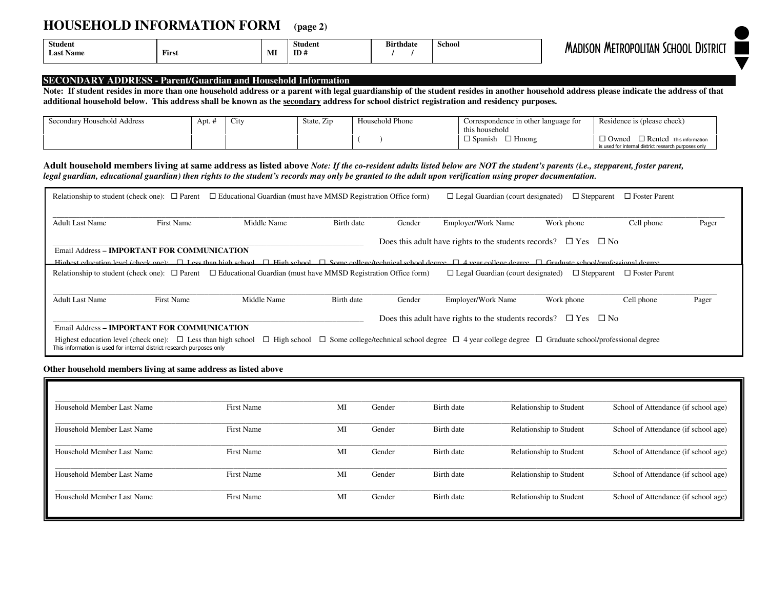# HOUSEHOLD INFORMATION FORM (page 2)

| Student Last Name | First | MI | Student ID # | Birthdate / / | School |
|---|---|---|---|---|---|
| | | | | | |

MADISON METROPOLITAN SCHOOL DISTRICT

## SECONDARY ADDRESS - Parent/Guardian and Household Information

**Note: If student resides in more than one household address or a parent with legal guardianship of the student resides in another household address please indicate the address of that additional household below. This address shall be known as the secondary address for school district registration and residency purposes.**

| Secondary Household Address | Apt. # | City | State, Zip | Household Phone | Correspondence in other language for this household | Residence is (please check) |
|---|---|---|---|---|---|---|
| | | | | ( ) | ☐ Spanish ☐ Hmong | ☐ Owned ☐ Rented This information is used for internal district research purposes only |

**Adult household members living at same address as listed above** ***Note: If the co-resident adults listed below are NOT the student's parents (i.e., stepparent, foster parent, legal guardian, educational guardian) then rights to the student's records may only be granted to the adult upon verification using proper documentation.***

Relationship to student (check one): ☐ Parent ☐ Educational Guardian (must have MMSD Registration Office form) ☐ Legal Guardian (court designated) ☐ Stepparent ☐ Foster Parent

| Adult Last Name | First Name | Middle Name | Birth date | Gender | Employer/Work Name | Work phone | Cell phone | Pager |
|---|---|---|---|---|---|---|---|---|
| | | | | | | | | |

Email Address **– IMPORTANT FOR COMMUNICATION** Does this adult have rights to the students records? ☐ Yes ☐ No

Highest education level (check one): ☐ Less than high school ☐ High school ☐ Some college/technical school degree ☐ 4 year college degree ☐ Graduate school/professional degree

Relationship to student (check one): ☐ Parent ☐ Educational Guardian (must have MMSD Registration Office form) ☐ Legal Guardian (court designated) ☐ Stepparent ☐ Foster Parent

| Adult Last Name | First Name | Middle Name | Birth date | Gender | Employer/Work Name | Work phone | Cell phone | Pager |
|---|---|---|---|---|---|---|---|---|
| | | | | | | | | |

Email Address **– IMPORTANT FOR COMMUNICATION** Does this adult have rights to the students records? ☐ Yes ☐ No

Highest education level (check one): ☐ Less than high school ☐ High school ☐ Some college/technical school degree ☐ 4 year college degree ☐ Graduate school/professional degree

This information is used for internal district research purposes only

**Other household members living at same address as listed above**

| Household Member Last Name | First Name | MI | Gender | Birth date | Relationship to Student | School of Attendance (if school age) |
|---|---|---|---|---|---|---|
| | | | | | | |
| | | | | | | |
| | | | | | | |
| | | | | | | |
| | | | | | | |